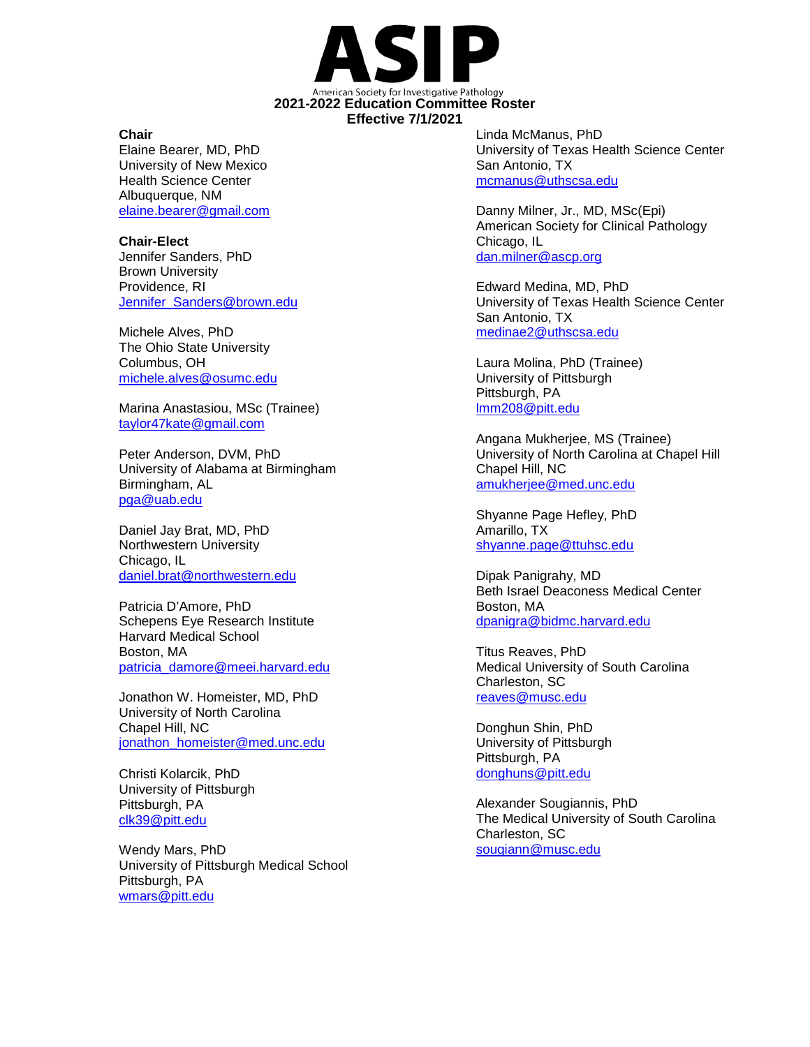# ASIP

American Society for Investigative Pathology

## 2021-2022 Education Committee Roster
**Effective 7/1/2021**

**Chair**
Elaine Bearer, MD, PhD
University of New Mexico
Health Science Center
Albuquerque, NM
elaine.bearer@gmail.com

**Chair-Elect**
Jennifer Sanders, PhD
Brown University
Providence, RI
Jennifer_Sanders@brown.edu

Michele Alves, PhD
The Ohio State University
Columbus, OH
michele.alves@osumc.edu

Marina Anastasiou, MSc (Trainee)
taylor47kate@gmail.com

Peter Anderson, DVM, PhD
University of Alabama at Birmingham
Birmingham, AL
pga@uab.edu

Daniel Jay Brat, MD, PhD
Northwestern University
Chicago, IL
daniel.brat@northwestern.edu

Patricia D'Amore, PhD
Schepens Eye Research Institute
Harvard Medical School
Boston, MA
patricia_damore@meei.harvard.edu

Jonathon W. Homeister, MD, PhD
University of North Carolina
Chapel Hill, NC
jonathon_homeister@med.unc.edu

Christi Kolarcik, PhD
University of Pittsburgh
Pittsburgh, PA
clk39@pitt.edu

Wendy Mars, PhD
University of Pittsburgh Medical School
Pittsburgh, PA
wmars@pitt.edu

Linda McManus, PhD
University of Texas Health Science Center
San Antonio, TX
mcmanus@uthscsa.edu

Danny Milner, Jr., MD, MSc(Epi)
American Society for Clinical Pathology
Chicago, IL
dan.milner@ascp.org

Edward Medina, MD, PhD
University of Texas Health Science Center
San Antonio, TX
medinae2@uthscsa.edu

Laura Molina, PhD (Trainee)
University of Pittsburgh
Pittsburgh, PA
lmm208@pitt.edu

Angana Mukherjee, MS (Trainee)
University of North Carolina at Chapel Hill
Chapel Hill, NC
amukherjee@med.unc.edu

Shyanne Page Hefley, PhD
Amarillo, TX
shyanne.page@ttuhsc.edu

Dipak Panigrahy, MD
Beth Israel Deaconess Medical Center
Boston, MA
dpanigra@bidmc.harvard.edu

Titus Reaves, PhD
Medical University of South Carolina
Charleston, SC
reaves@musc.edu

Donghun Shin, PhD
University of Pittsburgh
Pittsburgh, PA
donghuns@pitt.edu

Alexander Sougiannis, PhD
The Medical University of South Carolina
Charleston, SC
sougiann@musc.edu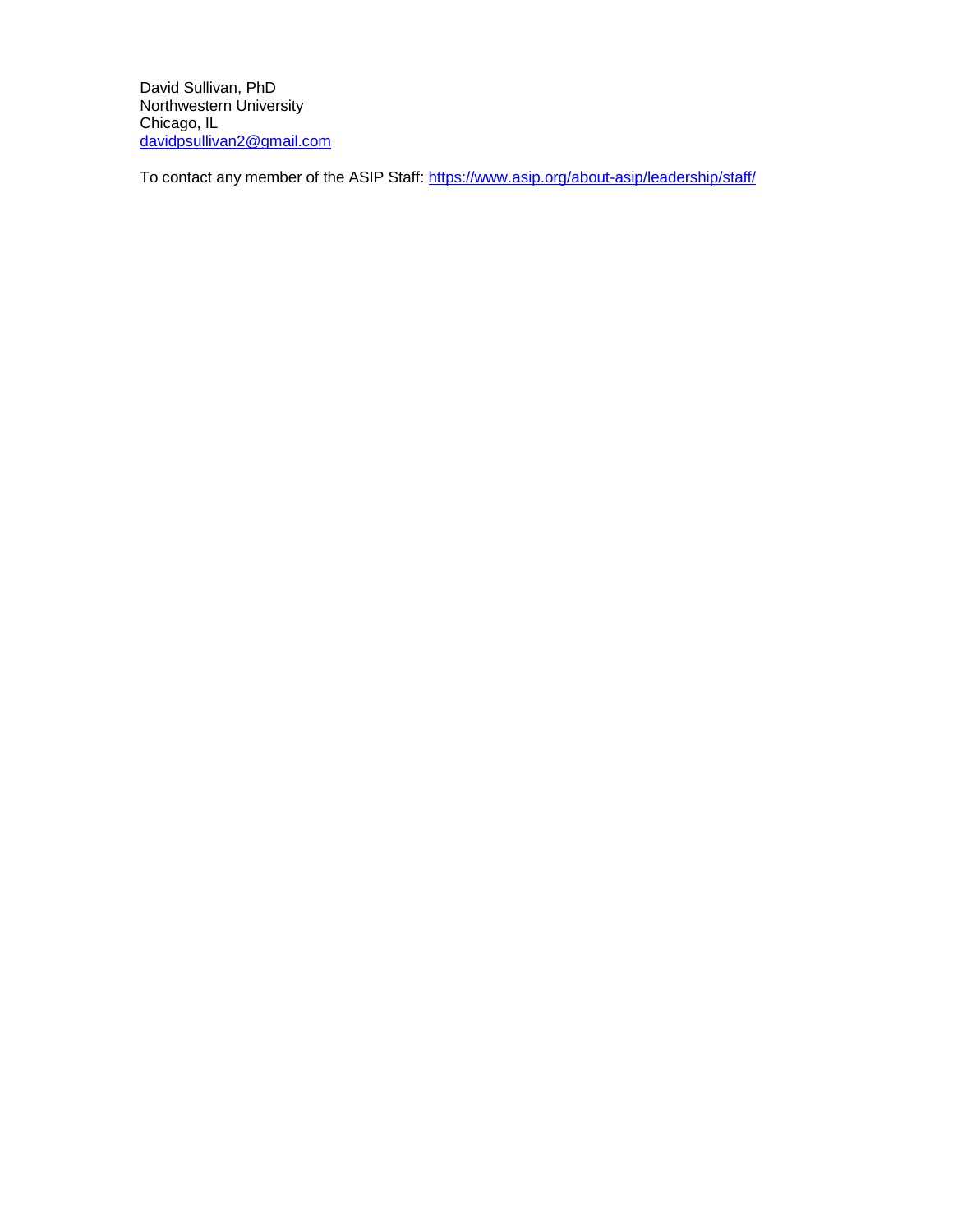David Sullivan, PhD
Northwestern University
Chicago, IL
davidpsullivan2@gmail.com

To contact any member of the ASIP Staff: https://www.asip.org/about-asip/leadership/staff/